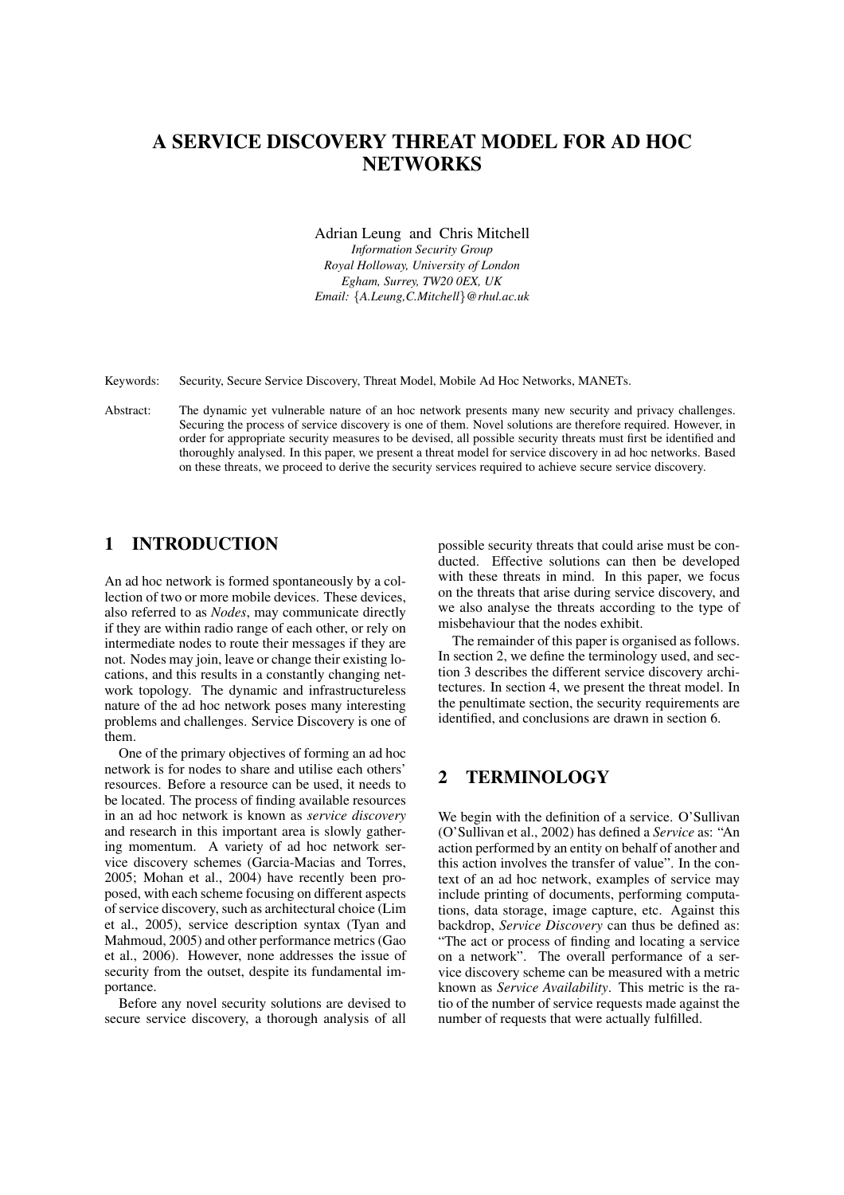# A SERVICE DISCOVERY THREAT MODEL FOR AD HOC NETWORKS

Adrian Leung and Chris Mitchell
*Information Security Group*
*Royal Holloway, University of London*
*Egham, Surrey, TW20 0EX, UK*
*Email: {A.Leung,C.Mitchell}@rhul.ac.uk*

Keywords: Security, Secure Service Discovery, Threat Model, Mobile Ad Hoc Networks, MANETs.

Abstract: The dynamic yet vulnerable nature of an hoc network presents many new security and privacy challenges. Securing the process of service discovery is one of them. Novel solutions are therefore required. However, in order for appropriate security measures to be devised, all possible security threats must first be identified and thoroughly analysed. In this paper, we present a threat model for service discovery in ad hoc networks. Based on these threats, we proceed to derive the security services required to achieve secure service discovery.

## 1 INTRODUCTION

An ad hoc network is formed spontaneously by a collection of two or more mobile devices. These devices, also referred to as *Nodes*, may communicate directly if they are within radio range of each other, or rely on intermediate nodes to route their messages if they are not. Nodes may join, leave or change their existing locations, and this results in a constantly changing network topology. The dynamic and infrastructureless nature of the ad hoc network poses many interesting problems and challenges. Service Discovery is one of them.

One of the primary objectives of forming an ad hoc network is for nodes to share and utilise each others' resources. Before a resource can be used, it needs to be located. The process of finding available resources in an ad hoc network is known as *service discovery* and research in this important area is slowly gathering momentum. A variety of ad hoc network service discovery schemes (Garcia-Macias and Torres, 2005; Mohan et al., 2004) have recently been proposed, with each scheme focusing on different aspects of service discovery, such as architectural choice (Lim et al., 2005), service description syntax (Tyan and Mahmoud, 2005) and other performance metrics (Gao et al., 2006). However, none addresses the issue of security from the outset, despite its fundamental importance.

Before any novel security solutions are devised to secure service discovery, a thorough analysis of all possible security threats that could arise must be conducted. Effective solutions can then be developed with these threats in mind. In this paper, we focus on the threats that arise during service discovery, and we also analyse the threats according to the type of misbehaviour that the nodes exhibit.

The remainder of this paper is organised as follows. In section 2, we define the terminology used, and section 3 describes the different service discovery architectures. In section 4, we present the threat model. In the penultimate section, the security requirements are identified, and conclusions are drawn in section 6.

## 2 TERMINOLOGY

We begin with the definition of a service. O'Sullivan (O'Sullivan et al., 2002) has defined a *Service* as: "An action performed by an entity on behalf of another and this action involves the transfer of value". In the context of an ad hoc network, examples of service may include printing of documents, performing computations, data storage, image capture, etc. Against this backdrop, *Service Discovery* can thus be defined as: "The act or process of finding and locating a service on a network". The overall performance of a service discovery scheme can be measured with a metric known as *Service Availability*. This metric is the ratio of the number of service requests made against the number of requests that were actually fulfilled.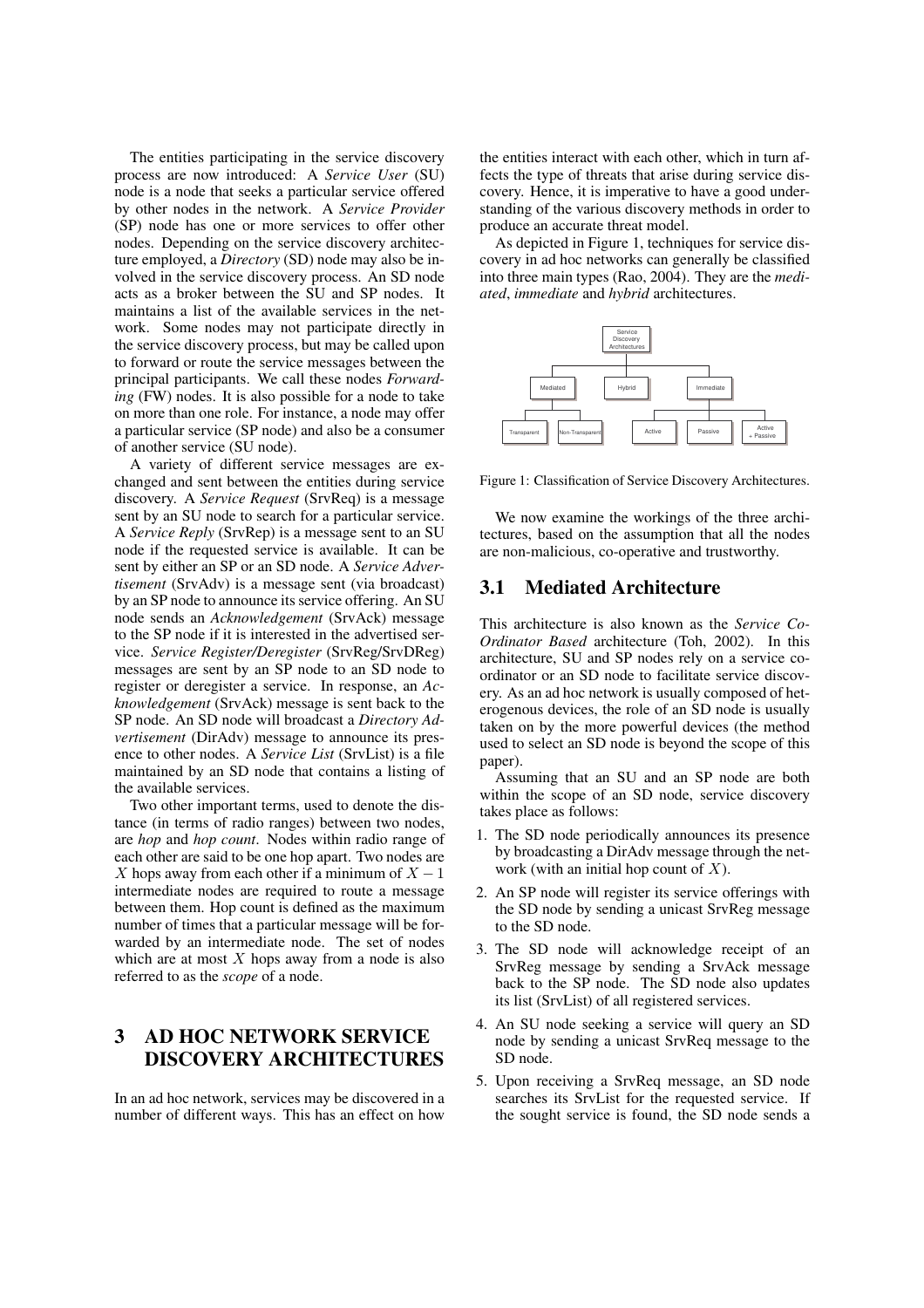The entities participating in the service discovery process are now introduced: A *Service User* (SU) node is a node that seeks a particular service offered by other nodes in the network. A *Service Provider* (SP) node has one or more services to offer other nodes. Depending on the service discovery architecture employed, a *Directory* (SD) node may also be involved in the service discovery process. An SD node acts as a broker between the SU and SP nodes. It maintains a list of the available services in the network. Some nodes may not participate directly in the service discovery process, but may be called upon to forward or route the service messages between the principal participants. We call these nodes *Forwarding* (FW) nodes. It is also possible for a node to take on more than one role. For instance, a node may offer a particular service (SP node) and also be a consumer of another service (SU node).

A variety of different service messages are exchanged and sent between the entities during service discovery. A *Service Request* (SrvReq) is a message sent by an SU node to search for a particular service. A *Service Reply* (SrvRep) is a message sent to an SU node if the requested service is available. It can be sent by either an SP or an SD node. A *Service Advertisement* (SrvAdv) is a message sent (via broadcast) by an SP node to announce its service offering. An SU node sends an *Acknowledgement* (SrvAck) message to the SP node if it is interested in the advertised service. *Service Register/Deregister* (SrvReg/SrvDReg) messages are sent by an SP node to an SD node to register or deregister a service. In response, an *Acknowledgement* (SrvAck) message is sent back to the SP node. An SD node will broadcast a *Directory Advertisement* (DirAdv) message to announce its presence to other nodes. A *Service List* (SrvList) is a file maintained by an SD node that contains a listing of the available services.

Two other important terms, used to denote the distance (in terms of radio ranges) between two nodes, are *hop* and *hop count*. Nodes within radio range of each other are said to be one hop apart. Two nodes are $X$ hops away from each other if a minimum of $X-1$ intermediate nodes are required to route a message between them. Hop count is defined as the maximum number of times that a particular message will be forwarded by an intermediate node. The set of nodes which are at most $X$ hops away from a node is also referred to as the *scope* of a node.

## 3 AD HOC NETWORK SERVICE DISCOVERY ARCHITECTURES

In an ad hoc network, services may be discovered in a number of different ways. This has an effect on how the entities interact with each other, which in turn affects the type of threats that arise during service discovery. Hence, it is imperative to have a good understanding of the various discovery methods in order to produce an accurate threat model.

As depicted in Figure 1, techniques for service discovery in ad hoc networks can generally be classified into three main types (Rao, 2004). They are the *mediated*, *immediate* and *hybrid* architectures.

Figure 1: Classification of Service Discovery Architectures.

We now examine the workings of the three architectures, based on the assumption that all the nodes are non-malicious, co-operative and trustworthy.

### 3.1 Mediated Architecture

This architecture is also known as the *Service Co-Ordinator Based* architecture (Toh, 2002). In this architecture, SU and SP nodes rely on a service coordinator or an SD node to facilitate service discovery. As an ad hoc network is usually composed of heterogenous devices, the role of an SD node is usually taken on by the more powerful devices (the method used to select an SD node is beyond the scope of this paper).

Assuming that an SU and an SP node are both within the scope of an SD node, service discovery takes place as follows:

1. The SD node periodically announces its presence by broadcasting a DirAdv message through the network (with an initial hop count of $X$).
2. An SP node will register its service offerings with the SD node by sending a unicast SrvReg message to the SD node.
3. The SD node will acknowledge receipt of an SrvReg message by sending a SrvAck message back to the SP node. The SD node also updates its list (SrvList) of all registered services.
4. An SU node seeking a service will query an SD node by sending a unicast SrvReq message to the SD node.
5. Upon receiving a SrvReq message, an SD node searches its SrvList for the requested service. If the sought service is found, the SD node sends a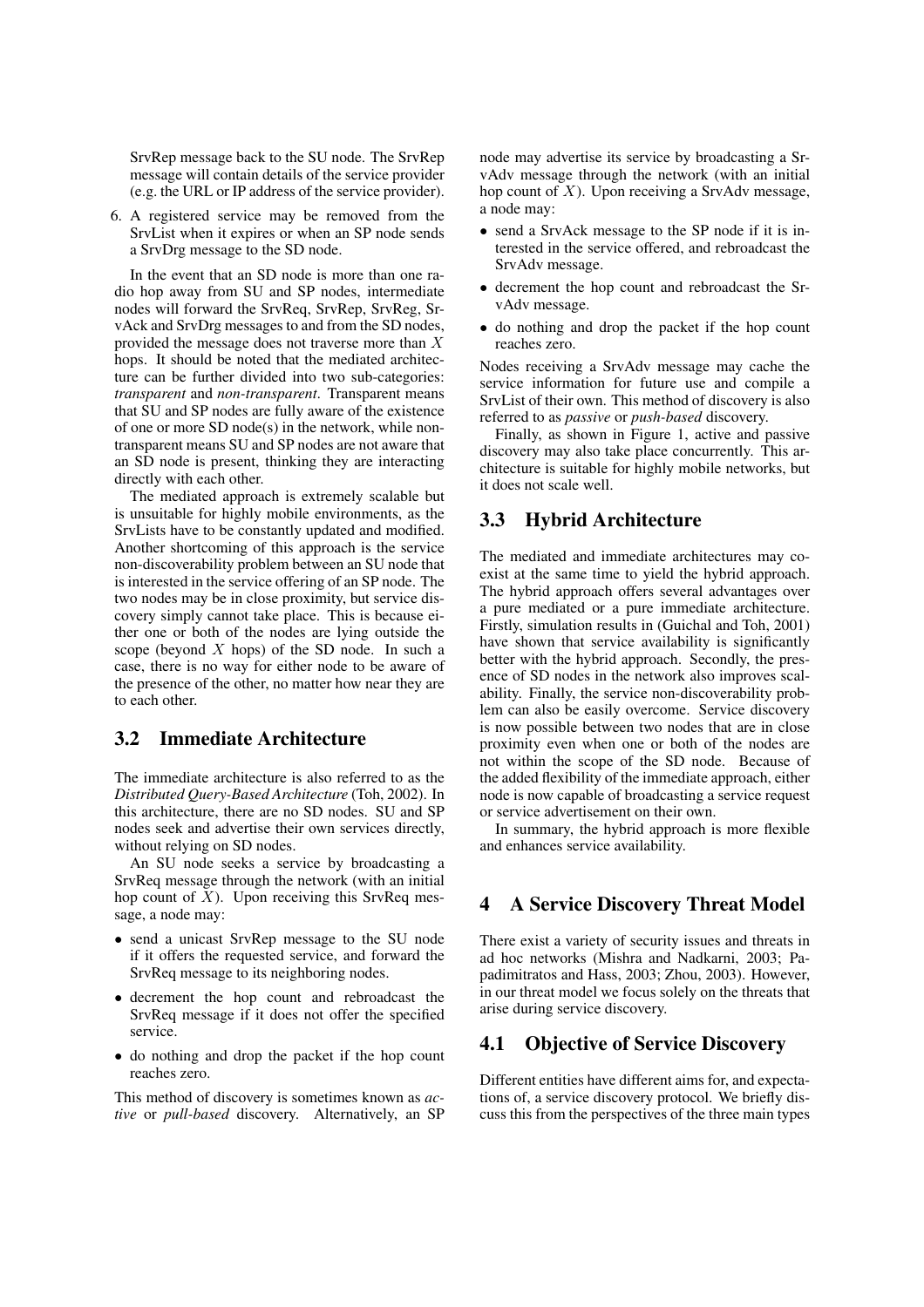SrvRep message back to the SU node. The SrvRep message will contain details of the service provider (e.g. the URL or IP address of the service provider).

6. A registered service may be removed from the SrvList when it expires or when an SP node sends a SrvDrg message to the SD node.

In the event that an SD node is more than one radio hop away from SU and SP nodes, intermediate nodes will forward the SrvReq, SrvRep, SrvReg, SrvAck and SrvDrg messages to and from the SD nodes, provided the message does not traverse more than $X$ hops. It should be noted that the mediated architecture can be further divided into two sub-categories: *transparent* and *non-transparent*. Transparent means that SU and SP nodes are fully aware of the existence of one or more SD node(s) in the network, while non-transparent means SU and SP nodes are not aware that an SD node is present, thinking they are interacting directly with each other.

The mediated approach is extremely scalable but is unsuitable for highly mobile environments, as the SrvLists have to be constantly updated and modified. Another shortcoming of this approach is the service non-discoverability problem between an SU node that is interested in the service offering of an SP node. The two nodes may be in close proximity, but service discovery simply cannot take place. This is because either one or both of the nodes are lying outside the scope (beyond $X$ hops) of the SD node. In such a case, there is no way for either node to be aware of the presence of the other, no matter how near they are to each other.

## 3.2 Immediate Architecture

The immediate architecture is also referred to as the *Distributed Query-Based Architecture* (Toh, 2002). In this architecture, there are no SD nodes. SU and SP nodes seek and advertise their own services directly, without relying on SD nodes.

An SU node seeks a service by broadcasting a SrvReq message through the network (with an initial hop count of $X$). Upon receiving this SrvReq message, a node may:

- send a unicast SrvRep message to the SU node if it offers the requested service, and forward the SrvReq message to its neighboring nodes.
- decrement the hop count and rebroadcast the SrvReq message if it does not offer the specified service.
- do nothing and drop the packet if the hop count reaches zero.

This method of discovery is sometimes known as *active* or *pull-based* discovery. Alternatively, an SP node may advertise its service by broadcasting a SrvAdv message through the network (with an initial hop count of $X$). Upon receiving a SrvAdv message, a node may:

- send a SrvAck message to the SP node if it is interested in the service offered, and rebroadcast the SrvAdv message.
- decrement the hop count and rebroadcast the SrvAdv message.
- do nothing and drop the packet if the hop count reaches zero.

Nodes receiving a SrvAdv message may cache the service information for future use and compile a SrvList of their own. This method of discovery is also referred to as *passive* or *push-based* discovery.

Finally, as shown in Figure 1, active and passive discovery may also take place concurrently. This architecture is suitable for highly mobile networks, but it does not scale well.

## 3.3 Hybrid Architecture

The mediated and immediate architectures may coexist at the same time to yield the hybrid approach. The hybrid approach offers several advantages over a pure mediated or a pure immediate architecture. Firstly, simulation results in (Guichal and Toh, 2001) have shown that service availability is significantly better with the hybrid approach. Secondly, the presence of SD nodes in the network also improves scalability. Finally, the service non-discoverability problem can also be easily overcome. Service discovery is now possible between two nodes that are in close proximity even when one or both of the nodes are not within the scope of the SD node. Because of the added flexibility of the immediate approach, either node is now capable of broadcasting a service request or service advertisement on their own.

In summary, the hybrid approach is more flexible and enhances service availability.

# 4 A Service Discovery Threat Model

There exist a variety of security issues and threats in ad hoc networks (Mishra and Nadkarni, 2003; Papadimitratos and Hass, 2003; Zhou, 2003). However, in our threat model we focus solely on the threats that arise during service discovery.

## 4.1 Objective of Service Discovery

Different entities have different aims for, and expectations of, a service discovery protocol. We briefly discuss this from the perspectives of the three main types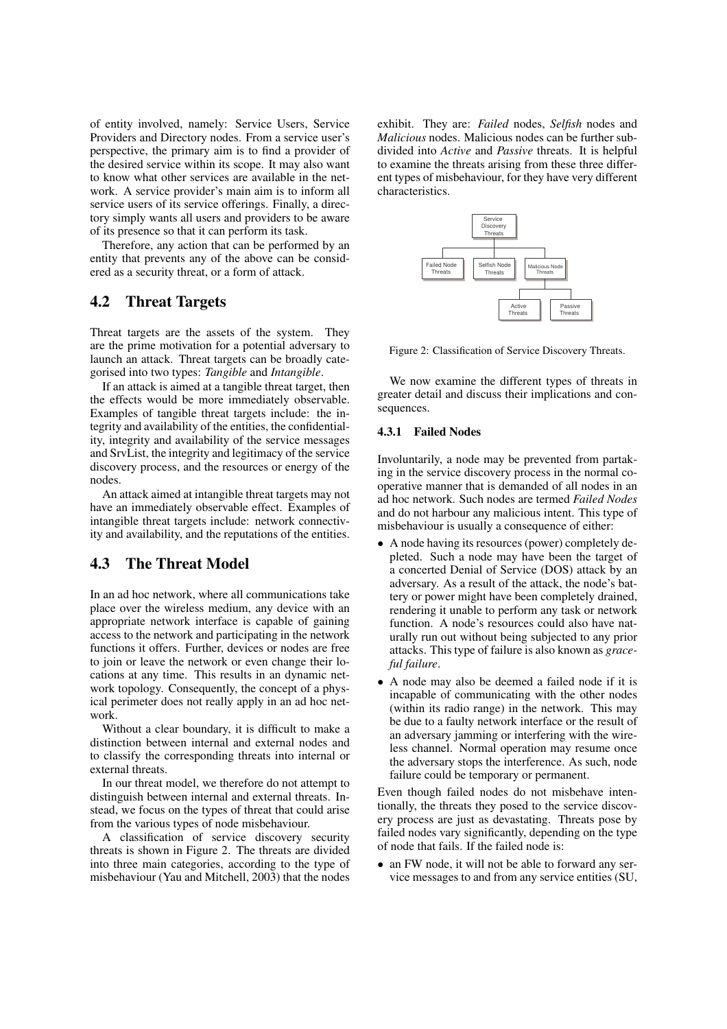of entity involved, namely: Service Users, Service Providers and Directory nodes. From a service user's perspective, the primary aim is to find a provider of the desired service within its scope. It may also want to know what other services are available in the network. A service provider's main aim is to inform all service users of its service offerings. Finally, a directory simply wants all users and providers to be aware of its presence so that it can perform its task.

Therefore, any action that can be performed by an entity that prevents any of the above can be considered as a security threat, or a form of attack.

## 4.2 Threat Targets

Threat targets are the assets of the system. They are the prime motivation for a potential adversary to launch an attack. Threat targets can be broadly categorised into two types: *Tangible* and *Intangible*.

If an attack is aimed at a tangible threat target, then the effects would be more immediately observable. Examples of tangible threat targets include: the integrity and availability of the entities, the confidentiality, integrity and availability of the service messages and SrvList, the integrity and legitimacy of the service discovery process, and the resources or energy of the nodes.

An attack aimed at intangible threat targets may not have an immediately observable effect. Examples of intangible threat targets include: network connectivity and availability, and the reputations of the entities.

## 4.3 The Threat Model

In an ad hoc network, where all communications take place over the wireless medium, any device with an appropriate network interface is capable of gaining access to the network and participating in the network functions it offers. Further, devices or nodes are free to join or leave the network or even change their locations at any time. This results in an dynamic network topology. Consequently, the concept of a physical perimeter does not really apply in an ad hoc network.

Without a clear boundary, it is difficult to make a distinction between internal and external nodes and to classify the corresponding threats into internal or external threats.

In our threat model, we therefore do not attempt to distinguish between internal and external threats. Instead, we focus on the types of threat that could arise from the various types of node misbehaviour.

A classification of service discovery security threats is shown in Figure 2. The threats are divided into three main categories, according to the type of misbehaviour (Yau and Mitchell, 2003) that the nodes exhibit. They are: *Failed* nodes, *Selfish* nodes and *Malicious* nodes. Malicious nodes can be further subdivided into *Active* and *Passive* threats. It is helpful to examine the threats arising from these three different types of misbehaviour, for they have very different characteristics.

Figure 2: Classification of Service Discovery Threats.

We now examine the different types of threats in greater detail and discuss their implications and consequences.

#### 4.3.1 Failed Nodes

Involuntarily, a node may be prevented from partaking in the service discovery process in the normal cooperative manner that is demanded of all nodes in an ad hoc network. Such nodes are termed *Failed Nodes* and do not harbour any malicious intent. This type of misbehaviour is usually a consequence of either:

- A node having its resources (power) completely depleted. Such a node may have been the target of a concerted Denial of Service (DOS) attack by an adversary. As a result of the attack, the node's battery or power might have been completely drained, rendering it unable to perform any task or network function. A node's resources could also have naturally run out without being subjected to any prior attacks. This type of failure is also known as *graceful failure*.
- A node may also be deemed a failed node if it is incapable of communicating with the other nodes (within its radio range) in the network. This may be due to a faulty network interface or the result of an adversary jamming or interfering with the wireless channel. Normal operation may resume once the adversary stops the interference. As such, node failure could be temporary or permanent.

Even though failed nodes do not misbehave intentionally, the threats they posed to the service discovery process are just as devastating. Threats pose by failed nodes vary significantly, depending on the type of node that fails. If the failed node is:

- an FW node, it will not be able to forward any service messages to and from any service entities (SU,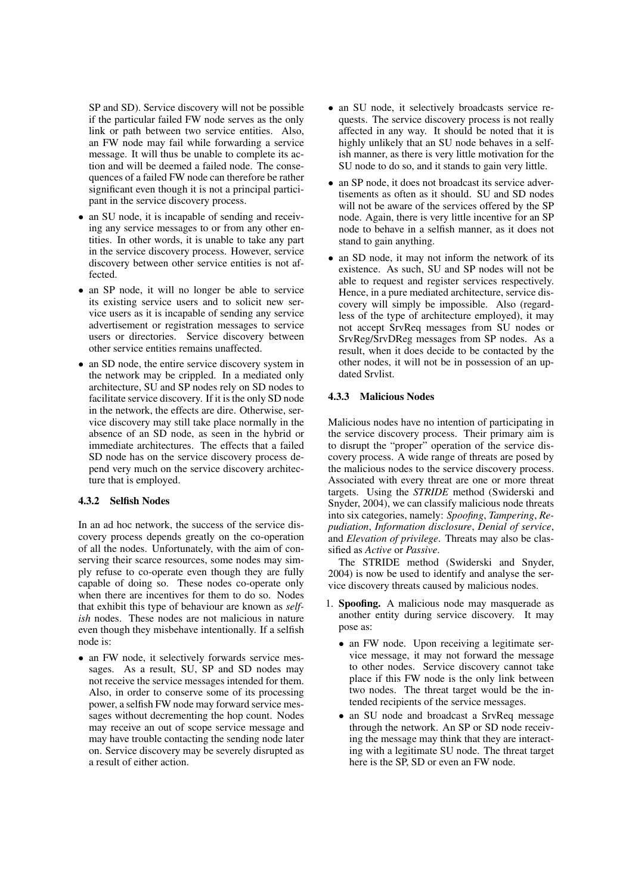SP and SD). Service discovery will not be possible if the particular failed FW node serves as the only link or path between two service entities. Also, an FW node may fail while forwarding a service message. It will thus be unable to complete its action and will be deemed a failed node. The consequences of a failed FW node can therefore be rather significant even though it is not a principal participant in the service discovery process.

- an SU node, it is incapable of sending and receiving any service messages to or from any other entities. In other words, it is unable to take any part in the service discovery process. However, service discovery between other service entities is not affected.
- an SP node, it will no longer be able to service its existing service users and to solicit new service users as it is incapable of sending any service advertisement or registration messages to service users or directories. Service discovery between other service entities remains unaffected.
- an SD node, the entire service discovery system in the network may be crippled. In a mediated only architecture, SU and SP nodes rely on SD nodes to facilitate service discovery. If it is the only SD node in the network, the effects are dire. Otherwise, service discovery may still take place normally in the absence of an SD node, as seen in the hybrid or immediate architectures. The effects that a failed SD node has on the service discovery process depend very much on the service discovery architecture that is employed.

### 4.3.2 Selfish Nodes

In an ad hoc network, the success of the service discovery process depends greatly on the co-operation of all the nodes. Unfortunately, with the aim of conserving their scarce resources, some nodes may simply refuse to co-operate even though they are fully capable of doing so. These nodes co-operate only when there are incentives for them to do so. Nodes that exhibit this type of behaviour are known as *selfish* nodes. These nodes are not malicious in nature even though they misbehave intentionally. If a selfish node is:

- an FW node, it selectively forwards service messages. As a result, SU, SP and SD nodes may not receive the service messages intended for them. Also, in order to conserve some of its processing power, a selfish FW node may forward service messages without decrementing the hop count. Nodes may receive an out of scope service message and may have trouble contacting the sending node later on. Service discovery may be severely disrupted as a result of either action.
- an SU node, it selectively broadcasts service requests. The service discovery process is not really affected in any way. It should be noted that it is highly unlikely that an SU node behaves in a selfish manner, as there is very little motivation for the SU node to do so, and it stands to gain very little.
- an SP node, it does not broadcast its service advertisements as often as it should. SU and SD nodes will not be aware of the services offered by the SP node. Again, there is very little incentive for an SP node to behave in a selfish manner, as it does not stand to gain anything.
- an SD node, it may not inform the network of its existence. As such, SU and SP nodes will not be able to request and register services respectively. Hence, in a pure mediated architecture, service discovery will simply be impossible. Also (regardless of the type of architecture employed), it may not accept SrvReq messages from SU nodes or SrvReg/SrvDReg messages from SP nodes. As a result, when it does decide to be contacted by the other nodes, it will not be in possession of an updated Srvlist.

### 4.3.3 Malicious Nodes

Malicious nodes have no intention of participating in the service discovery process. Their primary aim is to disrupt the "proper" operation of the service discovery process. A wide range of threats are posed by the malicious nodes to the service discovery process. Associated with every threat are one or more threat targets. Using the *STRIDE* method (Swiderski and Snyder, 2004), we can classify malicious node threats into six categories, namely: *Spoofing*, *Tampering*, *Repudiation*, *Information disclosure*, *Denial of service*, and *Elevation of privilege*. Threats may also be classified as *Active* or *Passive*.

The STRIDE method (Swiderski and Snyder, 2004) is now be used to identify and analyse the service discovery threats caused by malicious nodes.

1. **Spoofing.** A malicious node may masquerade as another entity during service discovery. It may pose as:
   - an FW node. Upon receiving a legitimate service message, it may not forward the message to other nodes. Service discovery cannot take place if this FW node is the only link between two nodes. The threat target would be the intended recipients of the service messages.
   - an SU node and broadcast a SrvReq message through the network. An SP or SD node receiving the message may think that they are interacting with a legitimate SU node. The threat target here is the SP, SD or even an FW node.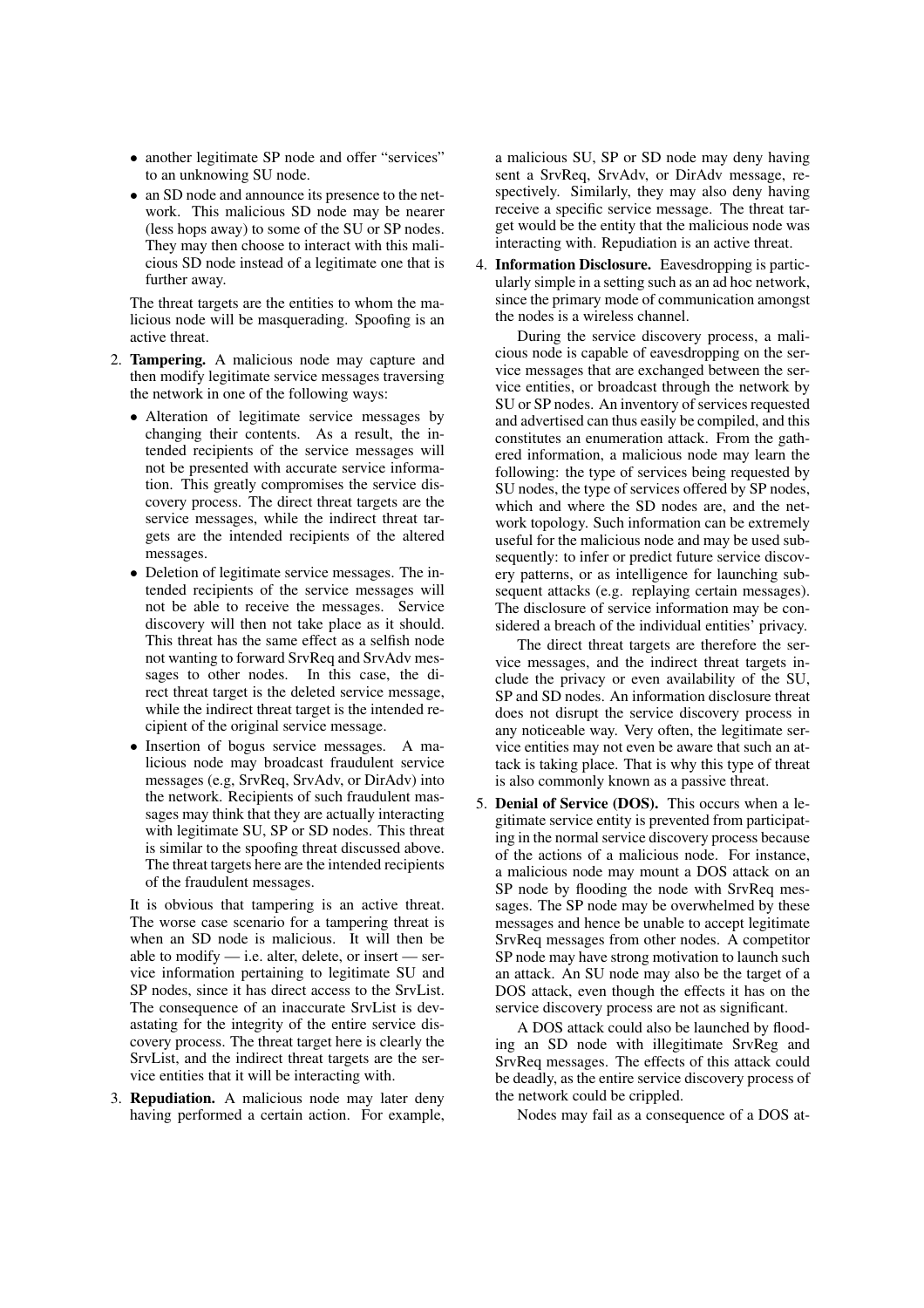- another legitimate SP node and offer "services" to an unknowing SU node.
- an SD node and announce its presence to the network. This malicious SD node may be nearer (less hops away) to some of the SU or SP nodes. They may then choose to interact with this malicious SD node instead of a legitimate one that is further away.

The threat targets are the entities to whom the malicious node will be masquerading. Spoofing is an active threat.

2. **Tampering.** A malicious node may capture and then modify legitimate service messages traversing the network in one of the following ways:

   - Alteration of legitimate service messages by changing their contents. As a result, the intended recipients of the service messages will not be presented with accurate service information. This greatly compromises the service discovery process. The direct threat targets are the service messages, while the indirect threat targets are the intended recipients of the altered messages.
   - Deletion of legitimate service messages. The intended recipients of the service messages will not be able to receive the messages. Service discovery will then not take place as it should. This threat has the same effect as a selfish node not wanting to forward SrvReq and SrvAdv messages to other nodes. In this case, the direct threat target is the deleted service message, while the indirect threat target is the intended recipient of the original service message.
   - Insertion of bogus service messages. A malicious node may broadcast fraudulent service messages (e.g, SrvReq, SrvAdv, or DirAdv) into the network. Recipients of such fraudulent massages may think that they are actually interacting with legitimate SU, SP or SD nodes. This threat is similar to the spoofing threat discussed above. The threat targets here are the intended recipients of the fraudulent messages.

   It is obvious that tampering is an active threat. The worse case scenario for a tampering threat is when an SD node is malicious. It will then be able to modify — i.e. alter, delete, or insert — service information pertaining to legitimate SU and SP nodes, since it has direct access to the SrvList. The consequence of an inaccurate SrvList is devastating for the integrity of the entire service discovery process. The threat target here is clearly the SrvList, and the indirect threat targets are the service entities that it will be interacting with.

3. **Repudiation.** A malicious node may later deny having performed a certain action. For example, a malicious SU, SP or SD node may deny having sent a SrvReq, SrvAdv, or DirAdv message, respectively. Similarly, they may also deny having receive a specific service message. The threat target would be the entity that the malicious node was interacting with. Repudiation is an active threat.

4. **Information Disclosure.** Eavesdropping is particularly simple in a setting such as an ad hoc network, since the primary mode of communication amongst the nodes is a wireless channel.

   During the service discovery process, a malicious node is capable of eavesdropping on the service messages that are exchanged between the service entities, or broadcast through the network by SU or SP nodes. An inventory of services requested and advertised can thus easily be compiled, and this constitutes an enumeration attack. From the gathered information, a malicious node may learn the following: the type of services being requested by SU nodes, the type of services offered by SP nodes, which and where the SD nodes are, and the network topology. Such information can be extremely useful for the malicious node and may be used subsequently: to infer or predict future service discovery patterns, or as intelligence for launching subsequent attacks (e.g. replaying certain messages). The disclosure of service information may be considered a breach of the individual entities' privacy.

   The direct threat targets are therefore the service messages, and the indirect threat targets include the privacy or even availability of the SU, SP and SD nodes. An information disclosure threat does not disrupt the service discovery process in any noticeable way. Very often, the legitimate service entities may not even be aware that such an attack is taking place. That is why this type of threat is also commonly known as a passive threat.

5. **Denial of Service (DOS).** This occurs when a legitimate service entity is prevented from participating in the normal service discovery process because of the actions of a malicious node. For instance, a malicious node may mount a DOS attack on an SP node by flooding the node with SrvReq messages. The SP node may be overwhelmed by these messages and hence be unable to accept legitimate SrvReq messages from other nodes. A competitor SP node may have strong motivation to launch such an attack. An SU node may also be the target of a DOS attack, even though the effects it has on the service discovery process are not as significant.

   A DOS attack could also be launched by flooding an SD node with illegitimate SrvReg and SrvReq messages. The effects of this attack could be deadly, as the entire service discovery process of the network could be crippled.

   Nodes may fail as a consequence of a DOS at-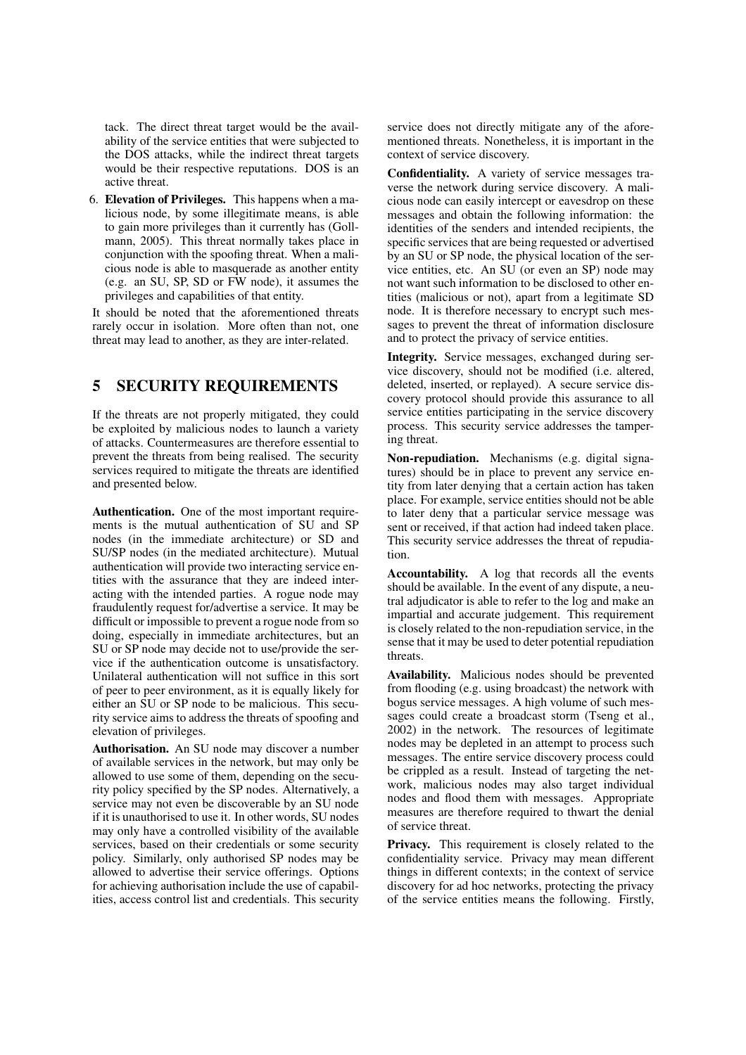tack. The direct threat target would be the availability of the service entities that were subjected to the DOS attacks, while the indirect threat targets would be their respective reputations. DOS is an active threat.

6. **Elevation of Privileges.** This happens when a malicious node, by some illegitimate means, is able to gain more privileges than it currently has (Gollmann, 2005). This threat normally takes place in conjunction with the spoofing threat. When a malicious node is able to masquerade as another entity (e.g. an SU, SP, SD or FW node), it assumes the privileges and capabilities of that entity.

It should be noted that the aforementioned threats rarely occur in isolation. More often than not, one threat may lead to another, as they are inter-related.

## 5 SECURITY REQUIREMENTS

If the threats are not properly mitigated, they could be exploited by malicious nodes to launch a variety of attacks. Countermeasures are therefore essential to prevent the threats from being realised. The security services required to mitigate the threats are identified and presented below.

**Authentication.** One of the most important requirements is the mutual authentication of SU and SP nodes (in the immediate architecture) or SD and SU/SP nodes (in the mediated architecture). Mutual authentication will provide two interacting service entities with the assurance that they are indeed interacting with the intended parties. A rogue node may fraudulently request for/advertise a service. It may be difficult or impossible to prevent a rogue node from so doing, especially in immediate architectures, but an SU or SP node may decide not to use/provide the service if the authentication outcome is unsatisfactory. Unilateral authentication will not suffice in this sort of peer to peer environment, as it is equally likely for either an SU or SP node to be malicious. This security service aims to address the threats of spoofing and elevation of privileges.

**Authorisation.** An SU node may discover a number of available services in the network, but may only be allowed to use some of them, depending on the security policy specified by the SP nodes. Alternatively, a service may not even be discoverable by an SU node if it is unauthorised to use it. In other words, SU nodes may only have a controlled visibility of the available services, based on their credentials or some security policy. Similarly, only authorised SP nodes may be allowed to advertise their service offerings. Options for achieving authorisation include the use of capabilities, access control list and credentials. This security service does not directly mitigate any of the aforementioned threats. Nonetheless, it is important in the context of service discovery.

**Confidentiality.** A variety of service messages traverse the network during service discovery. A malicious node can easily intercept or eavesdrop on these messages and obtain the following information: the identities of the senders and intended recipients, the specific services that are being requested or advertised by an SU or SP node, the physical location of the service entities, etc. An SU (or even an SP) node may not want such information to be disclosed to other entities (malicious or not), apart from a legitimate SD node. It is therefore necessary to encrypt such messages to prevent the threat of information disclosure and to protect the privacy of service entities.

**Integrity.** Service messages, exchanged during service discovery, should not be modified (i.e. altered, deleted, inserted, or replayed). A secure service discovery protocol should provide this assurance to all service entities participating in the service discovery process. This security service addresses the tampering threat.

**Non-repudiation.** Mechanisms (e.g. digital signatures) should be in place to prevent any service entity from later denying that a certain action has taken place. For example, service entities should not be able to later deny that a particular service message was sent or received, if that action had indeed taken place. This security service addresses the threat of repudiation.

**Accountability.** A log that records all the events should be available. In the event of any dispute, a neutral adjudicator is able to refer to the log and make an impartial and accurate judgement. This requirement is closely related to the non-repudiation service, in the sense that it may be used to deter potential repudiation threats.

**Availability.** Malicious nodes should be prevented from flooding (e.g. using broadcast) the network with bogus service messages. A high volume of such messages could create a broadcast storm (Tseng et al., 2002) in the network. The resources of legitimate nodes may be depleted in an attempt to process such messages. The entire service discovery process could be crippled as a result. Instead of targeting the network, malicious nodes may also target individual nodes and flood them with messages. Appropriate measures are therefore required to thwart the denial of service threat.

**Privacy.** This requirement is closely related to the confidentiality service. Privacy may mean different things in different contexts; in the context of service discovery for ad hoc networks, protecting the privacy of the service entities means the following. Firstly,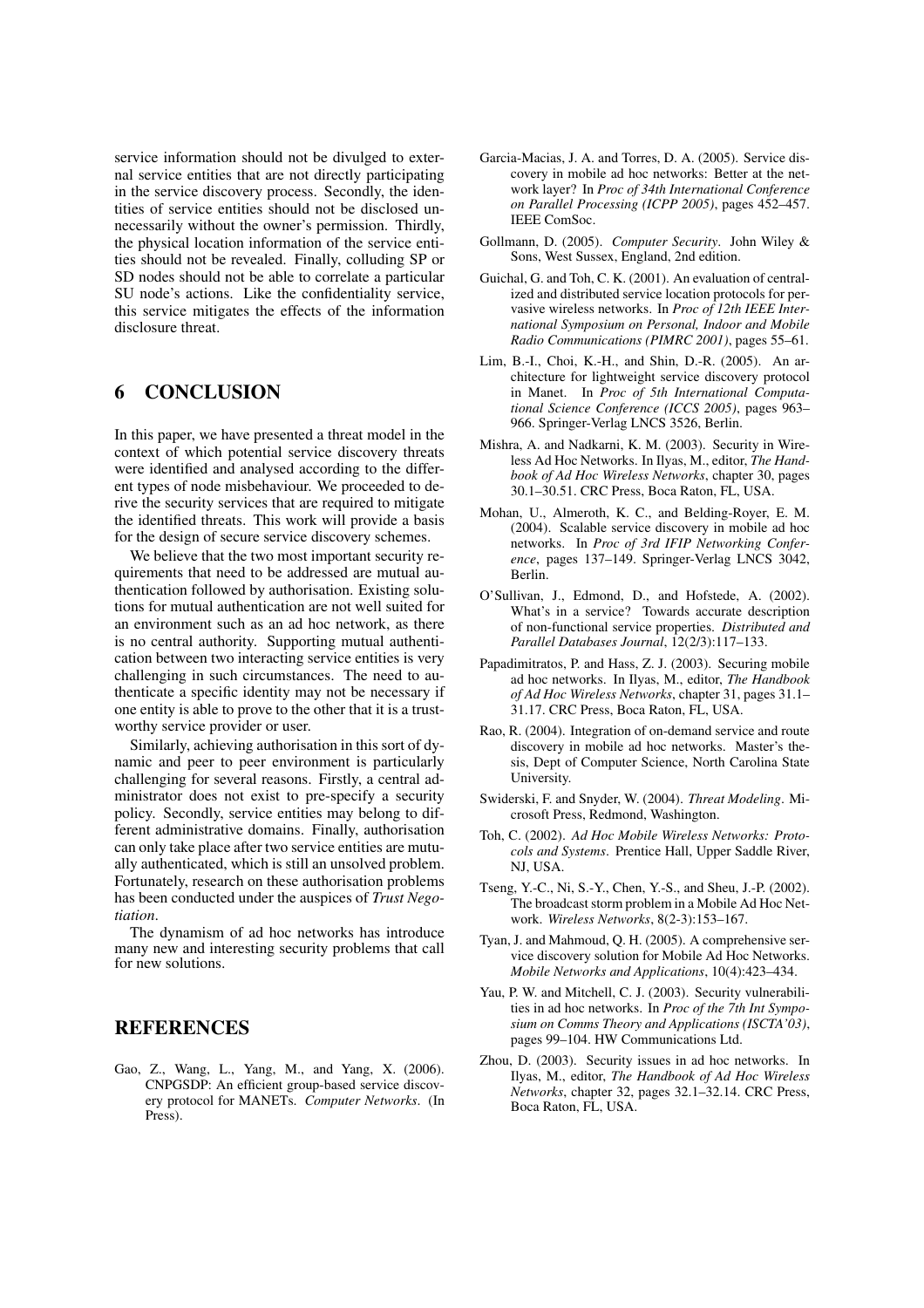service information should not be divulged to external service entities that are not directly participating in the service discovery process. Secondly, the identities of service entities should not be disclosed unnecessarily without the owner's permission. Thirdly, the physical location information of the service entities should not be revealed. Finally, colluding SP or SD nodes should not be able to correlate a particular SU node's actions. Like the confidentiality service, this service mitigates the effects of the information disclosure threat.

## 6 CONCLUSION

In this paper, we have presented a threat model in the context of which potential service discovery threats were identified and analysed according to the different types of node misbehaviour. We proceeded to derive the security services that are required to mitigate the identified threats. This work will provide a basis for the design of secure service discovery schemes.

We believe that the two most important security requirements that need to be addressed are mutual authentication followed by authorisation. Existing solutions for mutual authentication are not well suited for an environment such as an ad hoc network, as there is no central authority. Supporting mutual authentication between two interacting service entities is very challenging in such circumstances. The need to authenticate a specific identity may not be necessary if one entity is able to prove to the other that it is a trustworthy service provider or user.

Similarly, achieving authorisation in this sort of dynamic and peer to peer environment is particularly challenging for several reasons. Firstly, a central administrator does not exist to pre-specify a security policy. Secondly, service entities may belong to different administrative domains. Finally, authorisation can only take place after two service entities are mutually authenticated, which is still an unsolved problem. Fortunately, research on these authorisation problems has been conducted under the auspices of *Trust Negotiation*.

The dynamism of ad hoc networks has introduce many new and interesting security problems that call for new solutions.

## REFERENCES

Gao, Z., Wang, L., Yang, M., and Yang, X. (2006). CNPGSDP: An efficient group-based service discovery protocol for MANETs. *Computer Networks*. (In Press).

Garcia-Macias, J. A. and Torres, D. A. (2005). Service discovery in mobile ad hoc networks: Better at the network layer? In *Proc of 34th International Conference on Parallel Processing (ICPP 2005)*, pages 452–457. IEEE ComSoc.

Gollmann, D. (2005). *Computer Security*. John Wiley & Sons, West Sussex, England, 2nd edition.

Guichal, G. and Toh, C. K. (2001). An evaluation of centralized and distributed service location protocols for pervasive wireless networks. In *Proc of 12th IEEE International Symposium on Personal, Indoor and Mobile Radio Communications (PIMRC 2001)*, pages 55–61.

Lim, B.-I., Choi, K.-H., and Shin, D.-R. (2005). An architecture for lightweight service discovery protocol in Manet. In *Proc of 5th International Computational Science Conference (ICCS 2005)*, pages 963–966. Springer-Verlag LNCS 3526, Berlin.

Mishra, A. and Nadkarni, K. M. (2003). Security in Wireless Ad Hoc Networks. In Ilyas, M., editor, *The Handbook of Ad Hoc Wireless Networks*, chapter 30, pages 30.1–30.51. CRC Press, Boca Raton, FL, USA.

Mohan, U., Almeroth, K. C., and Belding-Royer, E. M. (2004). Scalable service discovery in mobile ad hoc networks. In *Proc of 3rd IFIP Networking Conference*, pages 137–149. Springer-Verlag LNCS 3042, Berlin.

O'Sullivan, J., Edmond, D., and Hofstede, A. (2002). What's in a service? Towards accurate description of non-functional service properties. *Distributed and Parallel Databases Journal*, 12(2/3):117–133.

Papadimitratos, P. and Hass, Z. J. (2003). Securing mobile ad hoc networks. In Ilyas, M., editor, *The Handbook of Ad Hoc Wireless Networks*, chapter 31, pages 31.1–31.17. CRC Press, Boca Raton, FL, USA.

Rao, R. (2004). Integration of on-demand service and route discovery in mobile ad hoc networks. Master's thesis, Dept of Computer Science, North Carolina State University.

Swiderski, F. and Snyder, W. (2004). *Threat Modeling*. Microsoft Press, Redmond, Washington.

Toh, C. (2002). *Ad Hoc Mobile Wireless Networks: Protocols and Systems*. Prentice Hall, Upper Saddle River, NJ, USA.

Tseng, Y.-C., Ni, S.-Y., Chen, Y.-S., and Sheu, J.-P. (2002). The broadcast storm problem in a Mobile Ad Hoc Network. *Wireless Networks*, 8(2-3):153–167.

Tyan, J. and Mahmoud, Q. H. (2005). A comprehensive service discovery solution for Mobile Ad Hoc Networks. *Mobile Networks and Applications*, 10(4):423–434.

Yau, P. W. and Mitchell, C. J. (2003). Security vulnerabilities in ad hoc networks. In *Proc of the 7th Int Symposium on Comms Theory and Applications (ISCTA'03)*, pages 99–104. HW Communications Ltd.

Zhou, D. (2003). Security issues in ad hoc networks. In Ilyas, M., editor, *The Handbook of Ad Hoc Wireless Networks*, chapter 32, pages 32.1–32.14. CRC Press, Boca Raton, FL, USA.